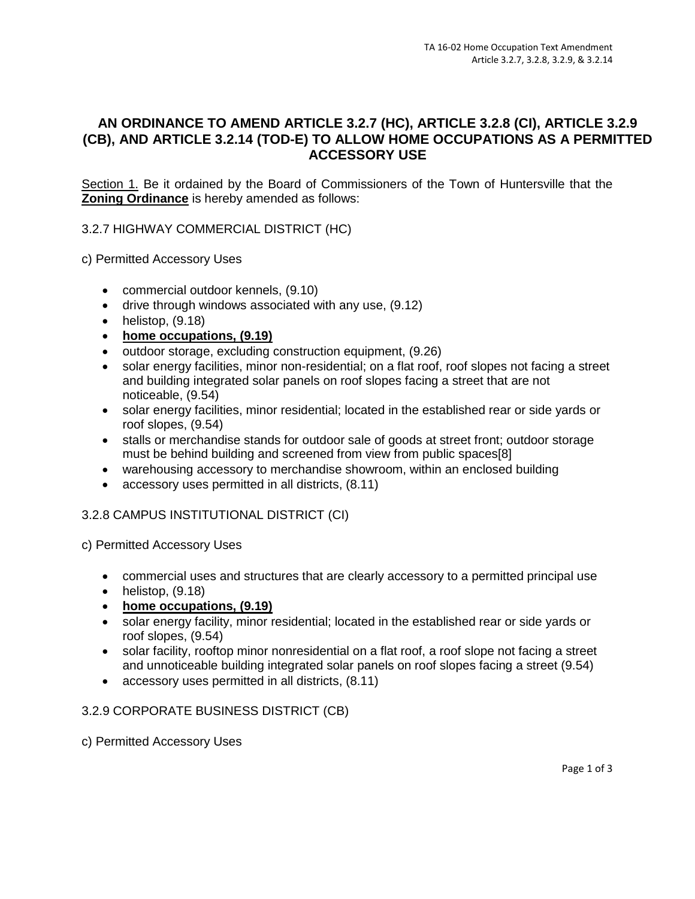# AN ORDINANCE TO AMEND ARTICLE 3.2.7 (HC), ARTICLE 3.2.8 (CI), ARTICLE 3.2.9 (CB), AND ARTICLE 3.2.14 (TOD-E) TO ALLOW HOME OCCUPATIONS AS A PERMITTED ACCESSORY USE

<u>Section 1.</u> Be it ordained by the Board of Commissioners of the Town of Huntersville that the **<u>Zoning Ordinance</u>** is hereby amended as follows:

3.2.7 HIGHWAY COMMERCIAL DISTRICT (HC)

c) Permitted Accessory Uses

- commercial outdoor kennels, (9.10)
- drive through windows associated with any use, (9.12)
- helistop, (9.18)
- **<u>home occupations, (9.19)</u>**
- outdoor storage, excluding construction equipment, (9.26)
- solar energy facilities, minor non-residential; on a flat roof, roof slopes not facing a street and building integrated solar panels on roof slopes facing a street that are not noticeable, (9.54)
- solar energy facilities, minor residential; located in the established rear or side yards or roof slopes, (9.54)
- stalls or merchandise stands for outdoor sale of goods at street front; outdoor storage must be behind building and screened from view from public spaces[8]
- warehousing accessory to merchandise showroom, within an enclosed building
- accessory uses permitted in all districts, (8.11)

3.2.8 CAMPUS INSTITUTIONAL DISTRICT (CI)

c) Permitted Accessory Uses

- commercial uses and structures that are clearly accessory to a permitted principal use
- helistop, (9.18)
- **<u>home occupations, (9.19)</u>**
- solar energy facility, minor residential; located in the established rear or side yards or roof slopes, (9.54)
- solar facility, rooftop minor nonresidential on a flat roof, a roof slope not facing a street and unnoticeable building integrated solar panels on roof slopes facing a street (9.54)
- accessory uses permitted in all districts, (8.11)

3.2.9 CORPORATE BUSINESS DISTRICT (CB)

c) Permitted Accessory Uses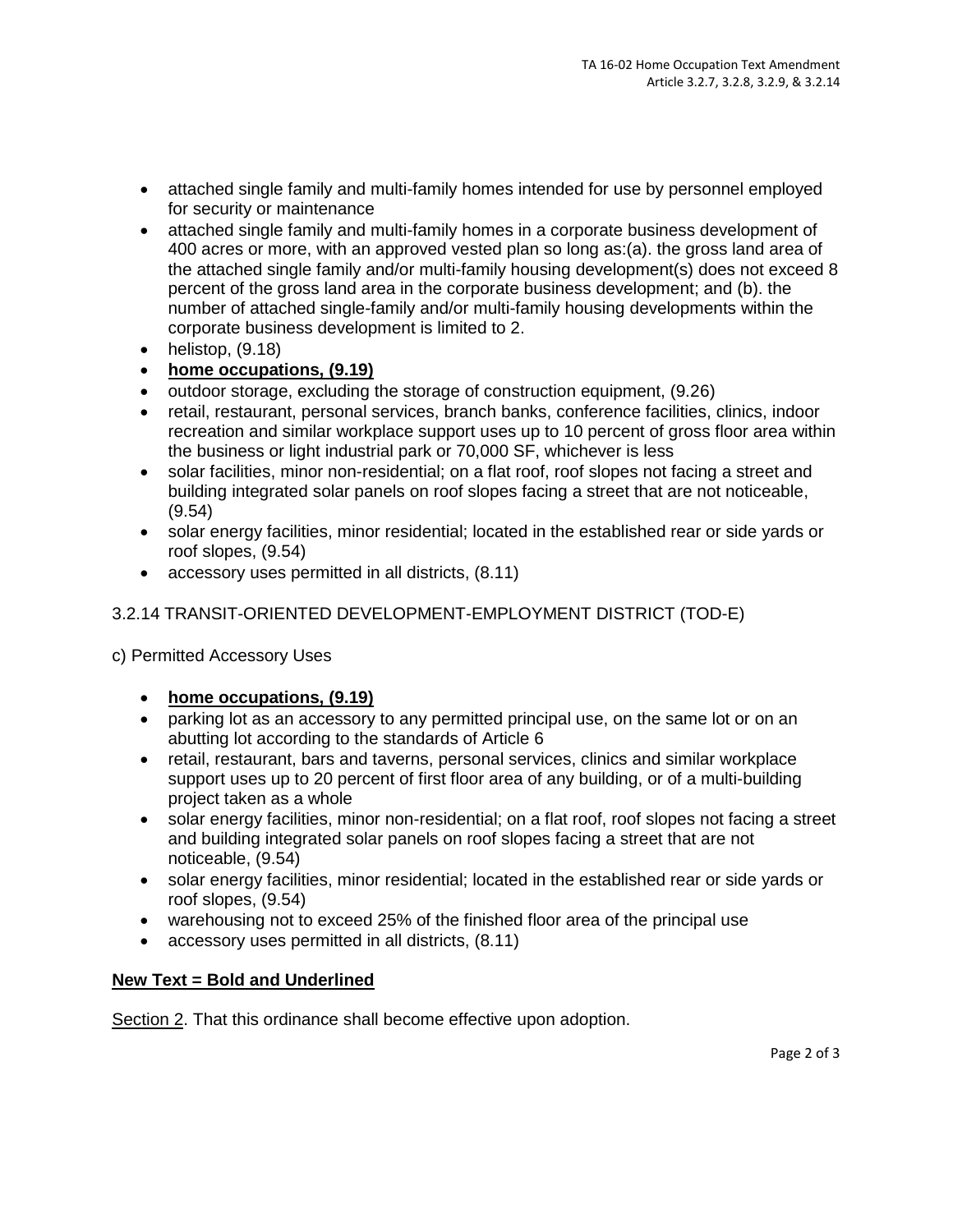- attached single family and multi-family homes intended for use by personnel employed for security or maintenance
- attached single family and multi-family homes in a corporate business development of 400 acres or more, with an approved vested plan so long as:(a). the gross land area of the attached single family and/or multi-family housing development(s) does not exceed 8 percent of the gross land area in the corporate business development; and (b). the number of attached single-family and/or multi-family housing developments within the corporate business development is limited to 2.
- helistop, (9.18)
- <u>**home occupations, (9.19)**</u>
- outdoor storage, excluding the storage of construction equipment, (9.26)
- retail, restaurant, personal services, branch banks, conference facilities, clinics, indoor recreation and similar workplace support uses up to 10 percent of gross floor area within the business or light industrial park or 70,000 SF, whichever is less
- solar facilities, minor non-residential; on a flat roof, roof slopes not facing a street and building integrated solar panels on roof slopes facing a street that are not noticeable, (9.54)
- solar energy facilities, minor residential; located in the established rear or side yards or roof slopes, (9.54)
- accessory uses permitted in all districts, (8.11)

3.2.14 TRANSIT-ORIENTED DEVELOPMENT-EMPLOYMENT DISTRICT (TOD-E)

c) Permitted Accessory Uses

- <u>**home occupations, (9.19)**</u>
- parking lot as an accessory to any permitted principal use, on the same lot or on an abutting lot according to the standards of Article 6
- retail, restaurant, bars and taverns, personal services, clinics and similar workplace support uses up to 20 percent of first floor area of any building, or of a multi-building project taken as a whole
- solar energy facilities, minor non-residential; on a flat roof, roof slopes not facing a street and building integrated solar panels on roof slopes facing a street that are not noticeable, (9.54)
- solar energy facilities, minor residential; located in the established rear or side yards or roof slopes, (9.54)
- warehousing not to exceed 25% of the finished floor area of the principal use
- accessory uses permitted in all districts, (8.11)

<u>**New Text = Bold and Underlined**</u>

<u>Section 2</u>. That this ordinance shall become effective upon adoption.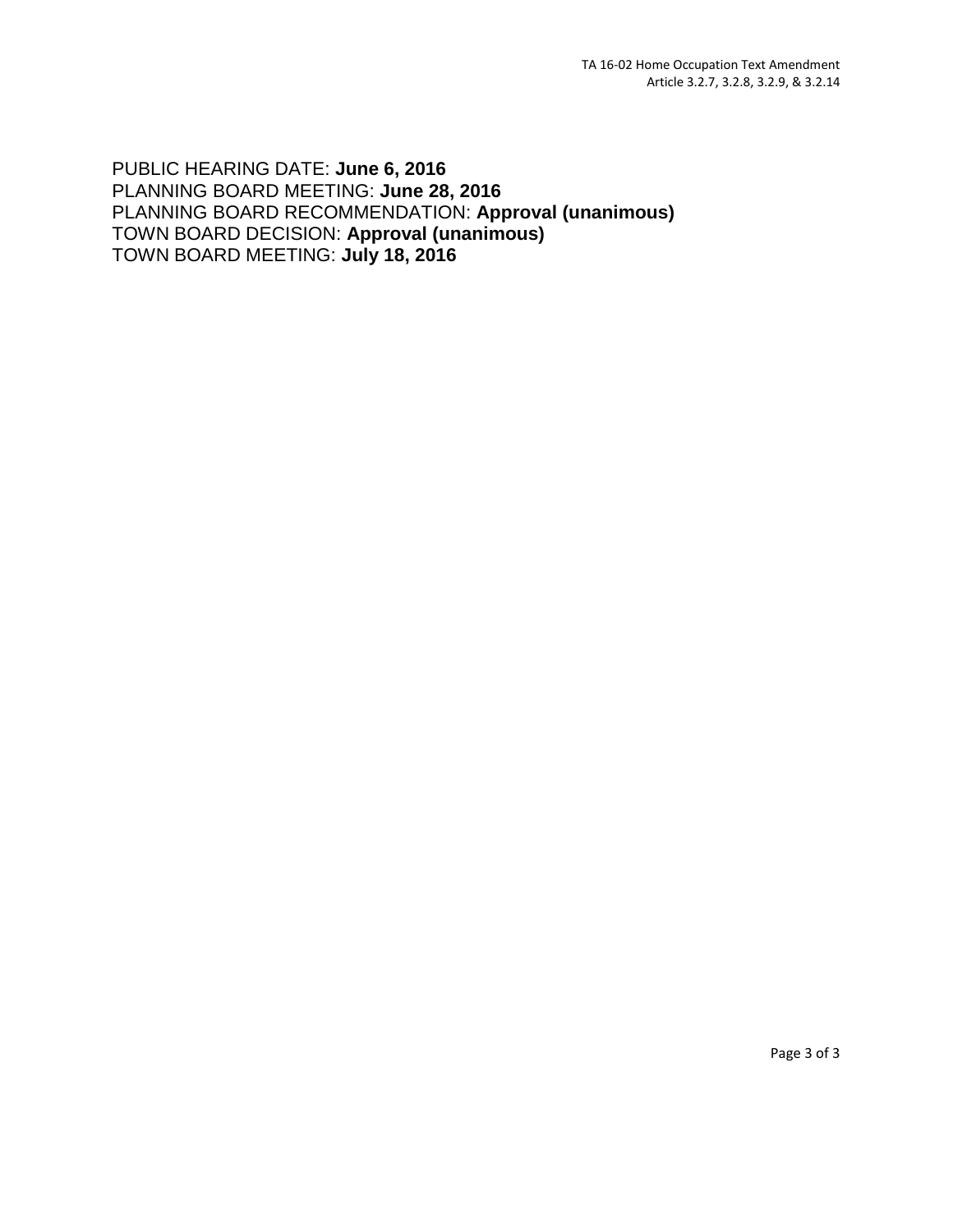PUBLIC HEARING DATE: **June 6, 2016**
PLANNING BOARD MEETING: **June 28, 2016**
PLANNING BOARD RECOMMENDATION: **Approval (unanimous)**
TOWN BOARD DECISION: **Approval (unanimous)**
TOWN BOARD MEETING: **July 18, 2016**